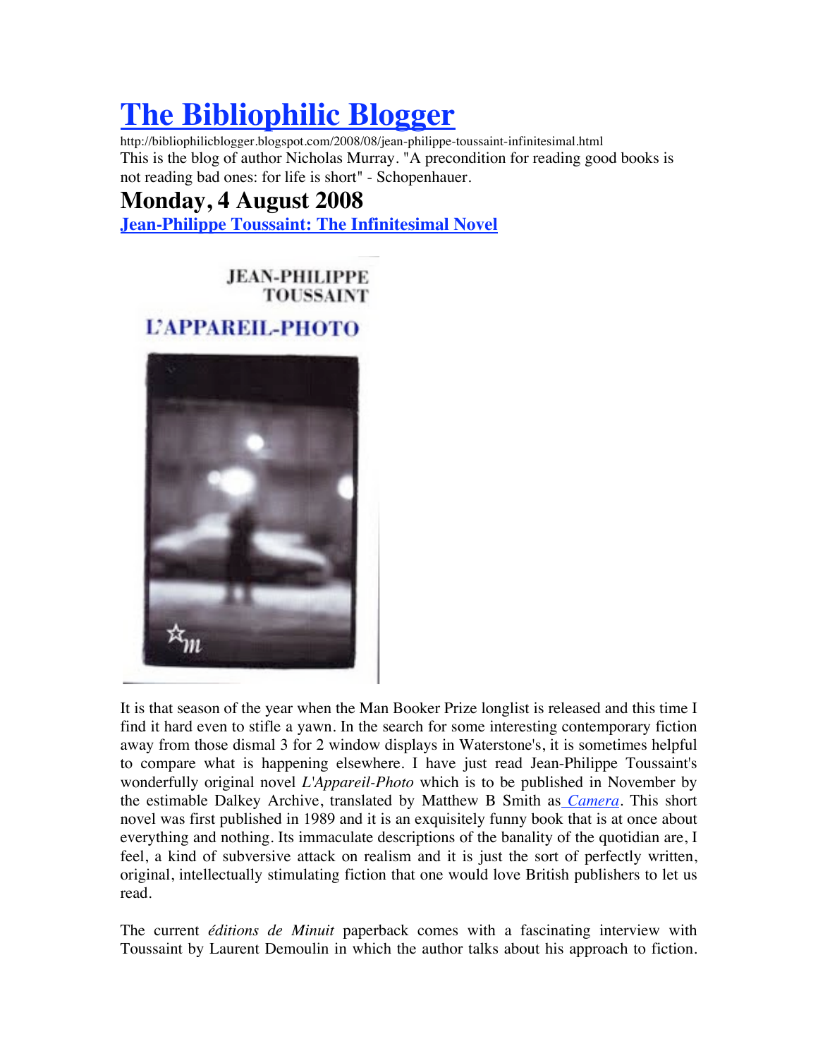# [The Bibliophilic Blogger](http://bibliophilicblogger.blogspot.com)

http://bibliophilicblogger.blogspot.com/2008/08/jean-philippe-toussaint-infinitesimal.html

This is the blog of author Nicholas Murray. "A precondition for reading good books is not reading bad ones: for life is short" - Schopenhauer.

## Monday, 4 August 2008

### Jean-Philippe Toussaint: The Infinitesimal Novel

It is that season of the year when the Man Booker Prize longlist is released and this time I find it hard even to stifle a yawn. In the search for some interesting contemporary fiction away from those dismal 3 for 2 window displays in Waterstone's, it is sometimes helpful to compare what is happening elsewhere. I have just read Jean-Philippe Toussaint's wonderfully original novel *L'Appareil-Photo* which is to be published in November by the estimable Dalkey Archive, translated by Matthew B Smith as *Camera*. This short novel was first published in 1989 and it is an exquisitely funny book that is at once about everything and nothing. Its immaculate descriptions of the banality of the quotidian are, I feel, a kind of subversive attack on realism and it is just the sort of perfectly written, original, intellectually stimulating fiction that one would love British publishers to let us read.

The current *éditions de Minuit* paperback comes with a fascinating interview with Toussaint by Laurent Demoulin in which the author talks about his approach to fiction.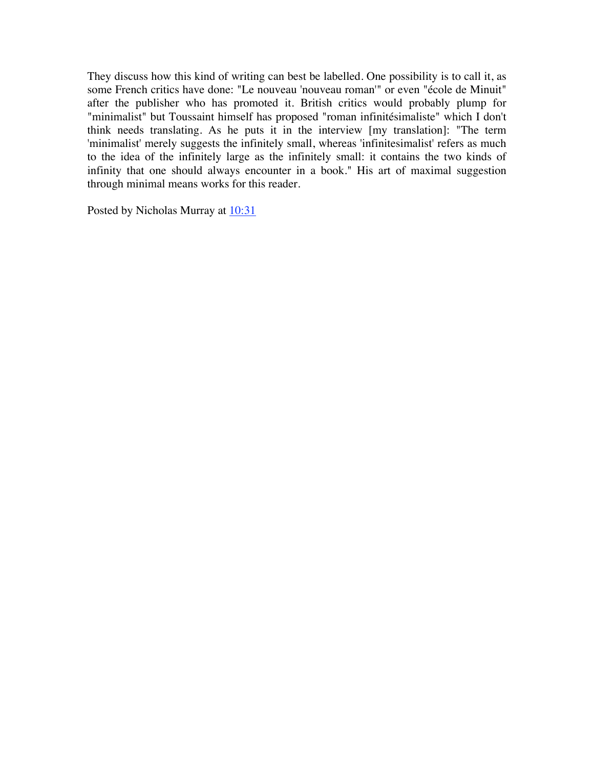They discuss how this kind of writing can best be labelled. One possibility is to call it, as some French critics have done: "Le nouveau 'nouveau roman'" or even "école de Minuit" after the publisher who has promoted it. British critics would probably plump for "minimalist" but Toussaint himself has proposed "roman infinitésimaliste" which I don't think needs translating. As he puts it in the interview [my translation]: "The term 'minimalist' merely suggests the infinitely small, whereas 'infinitesimalist' refers as much to the idea of the infinitely large as the infinitely small: it contains the two kinds of infinity that one should always encounter in a book." His art of maximal suggestion through minimal means works for this reader.

Posted by Nicholas Murray at 10:31